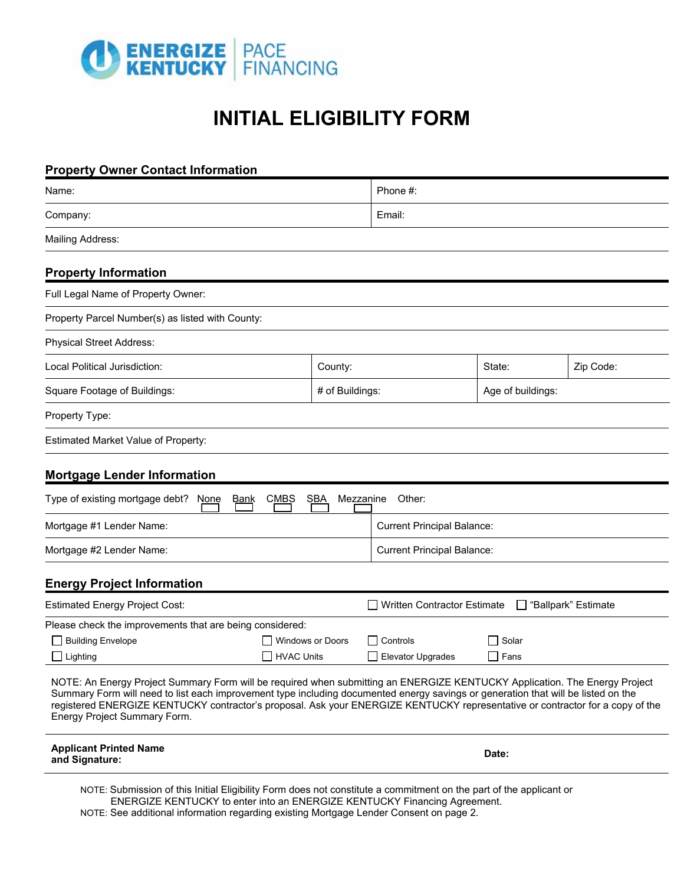ENERGIZE KENTUCKY | PACE FINANCING

# INITIAL ELIGIBILITY FORM

## Property Owner Contact Information

| Name: | Phone #: |
|---|---|
| Company: | Email: |
| Mailing Address: | |

## Property Information

Full Legal Name of Property Owner:

Property Parcel Number(s) as listed with County:

Physical Street Address:

| Local Political Jurisdiction: | County: | State: | Zip Code: |
|---|---|---|---|
| Square Footage of Buildings: | # of Buildings: | Age of buildings: | |

Property Type:

Estimated Market Value of Property:

## Mortgage Lender Information

Type of existing mortgage debt? ☐ None ☐ Bank ☐ CMBS ☐ SBA ☐ Mezzanine Other:

| Mortgage #1 Lender Name: | Current Principal Balance: |
|---|---|
| Mortgage #2 Lender Name: | Current Principal Balance: |

## Energy Project Information

Estimated Energy Project Cost: ☐ Written Contractor Estimate ☐ "Ballpark" Estimate

Please check the improvements that are being considered:

| | | | |
|---|---|---|---|
| ☐ Building Envelope | ☐ Windows or Doors | ☐ Controls | ☐ Solar |
| ☐ Lighting | ☐ HVAC Units | ☐ Elevator Upgrades | ☐ Fans |

NOTE: An Energy Project Summary Form will be required when submitting an ENERGIZE KENTUCKY Application. The Energy Project Summary Form will need to list each improvement type including documented energy savings or generation that will be listed on the registered ENERGIZE KENTUCKY contractor's proposal. Ask your ENERGIZE KENTUCKY representative or contractor for a copy of the Energy Project Summary Form.

**Applicant Printed Name and Signature:** **Date:**

NOTE: Submission of this Initial Eligibility Form does not constitute a commitment on the part of the applicant or ENERGIZE KENTUCKY to enter into an ENERGIZE KENTUCKY Financing Agreement.

NOTE: See additional information regarding existing Mortgage Lender Consent on page 2.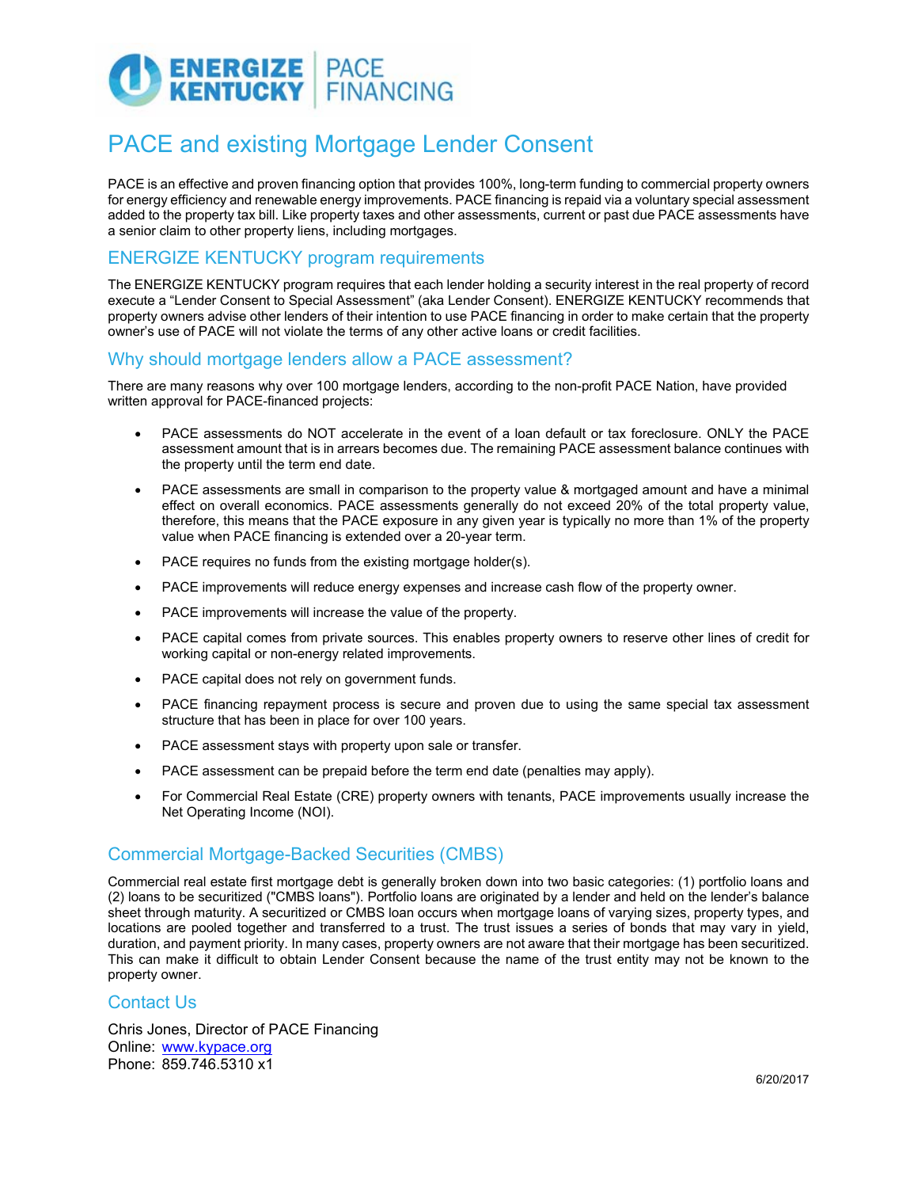ENERGIZE KENTUCKY | PACE FINANCING

# PACE and existing Mortgage Lender Consent

PACE is an effective and proven financing option that provides 100%, long-term funding to commercial property owners for energy efficiency and renewable energy improvements. PACE financing is repaid via a voluntary special assessment added to the property tax bill. Like property taxes and other assessments, current or past due PACE assessments have a senior claim to other property liens, including mortgages.

## ENERGIZE KENTUCKY program requirements

The ENERGIZE KENTUCKY program requires that each lender holding a security interest in the real property of record execute a "Lender Consent to Special Assessment" (aka Lender Consent). ENERGIZE KENTUCKY recommends that property owners advise other lenders of their intention to use PACE financing in order to make certain that the property owner's use of PACE will not violate the terms of any other active loans or credit facilities.

## Why should mortgage lenders allow a PACE assessment?

There are many reasons why over 100 mortgage lenders, according to the non-profit PACE Nation, have provided written approval for PACE-financed projects:

- PACE assessments do NOT accelerate in the event of a loan default or tax foreclosure. ONLY the PACE assessment amount that is in arrears becomes due. The remaining PACE assessment balance continues with the property until the term end date.
- PACE assessments are small in comparison to the property value & mortgaged amount and have a minimal effect on overall economics. PACE assessments generally do not exceed 20% of the total property value, therefore, this means that the PACE exposure in any given year is typically no more than 1% of the property value when PACE financing is extended over a 20-year term.
- PACE requires no funds from the existing mortgage holder(s).
- PACE improvements will reduce energy expenses and increase cash flow of the property owner.
- PACE improvements will increase the value of the property.
- PACE capital comes from private sources. This enables property owners to reserve other lines of credit for working capital or non-energy related improvements.
- PACE capital does not rely on government funds.
- PACE financing repayment process is secure and proven due to using the same special tax assessment structure that has been in place for over 100 years.
- PACE assessment stays with property upon sale or transfer.
- PACE assessment can be prepaid before the term end date (penalties may apply).
- For Commercial Real Estate (CRE) property owners with tenants, PACE improvements usually increase the Net Operating Income (NOI).

## Commercial Mortgage-Backed Securities (CMBS)

Commercial real estate first mortgage debt is generally broken down into two basic categories: (1) portfolio loans and (2) loans to be securitized ("CMBS loans"). Portfolio loans are originated by a lender and held on the lender's balance sheet through maturity. A securitized or CMBS loan occurs when mortgage loans of varying sizes, property types, and locations are pooled together and transferred to a trust. The trust issues a series of bonds that may vary in yield, duration, and payment priority. In many cases, property owners are not aware that their mortgage has been securitized. This can make it difficult to obtain Lender Consent because the name of the trust entity may not be known to the property owner.

## Contact Us

Chris Jones, Director of PACE Financing
Online: www.kypace.org
Phone: 859.746.5310 x1

6/20/2017